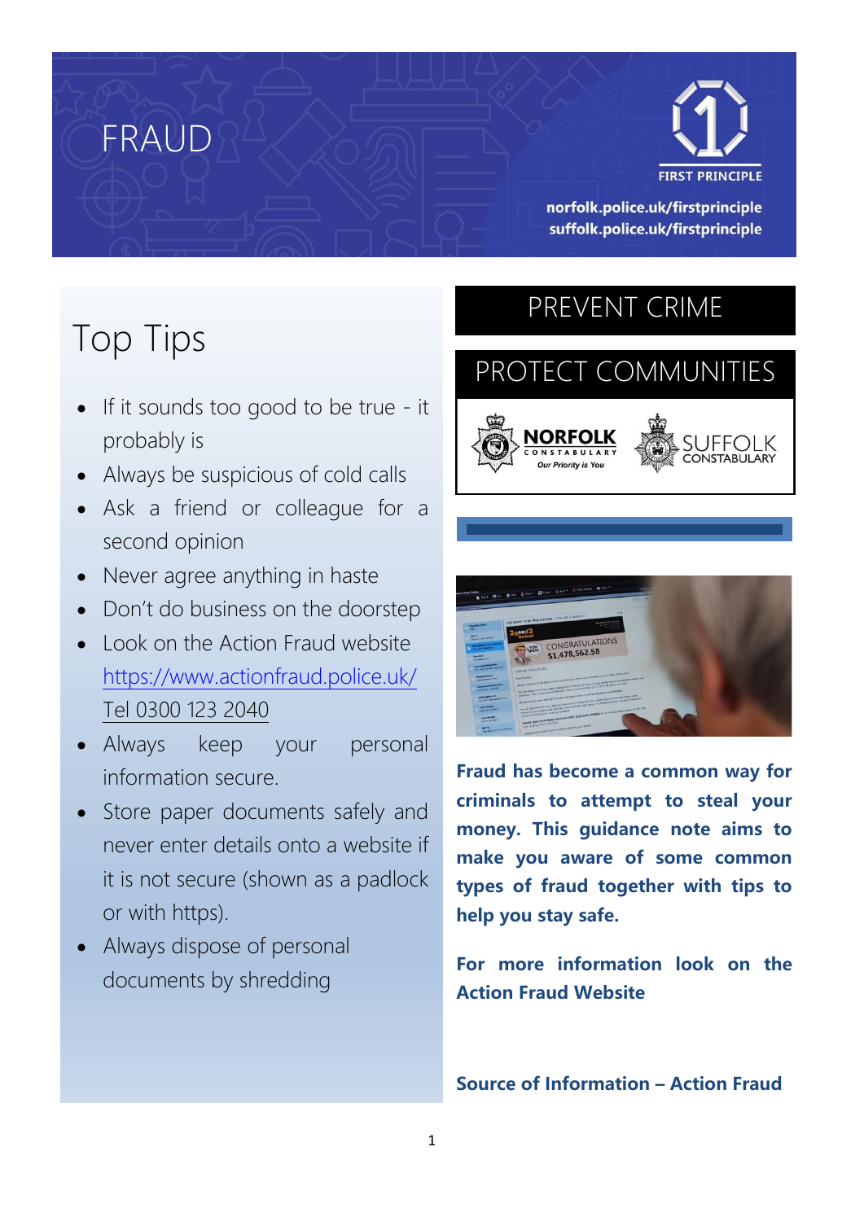# FRAUD

FIRST PRINCIPLE

norfolk.police.uk/firstprinciple
suffolk.police.uk/firstprinciple

## Top Tips

- If it sounds too good to be true - it probably is
- Always be suspicious of cold calls
- Ask a friend or colleague for a second opinion
- Never agree anything in haste
- Don't do business on the doorstep
- Look on the Action Fraud website https://www.actionfraud.police.uk/ Tel 0300 123 2040
- Always keep your personal information secure.
- Store paper documents safely and never enter details onto a website if it is not secure (shown as a padlock or with https).
- Always dispose of personal documents by shredding

## PREVENT CRIME

## PROTECT COMMUNITIES

NORFOLK CONSTABULARY *Our Priority is You*

SUFFOLK CONSTABULARY

**Fraud has become a common way for criminals to attempt to steal your money. This guidance note aims to make you aware of some common types of fraud together with tips to help you stay safe.**

**For more information look on the Action Fraud Website**

**Source of Information – Action Fraud**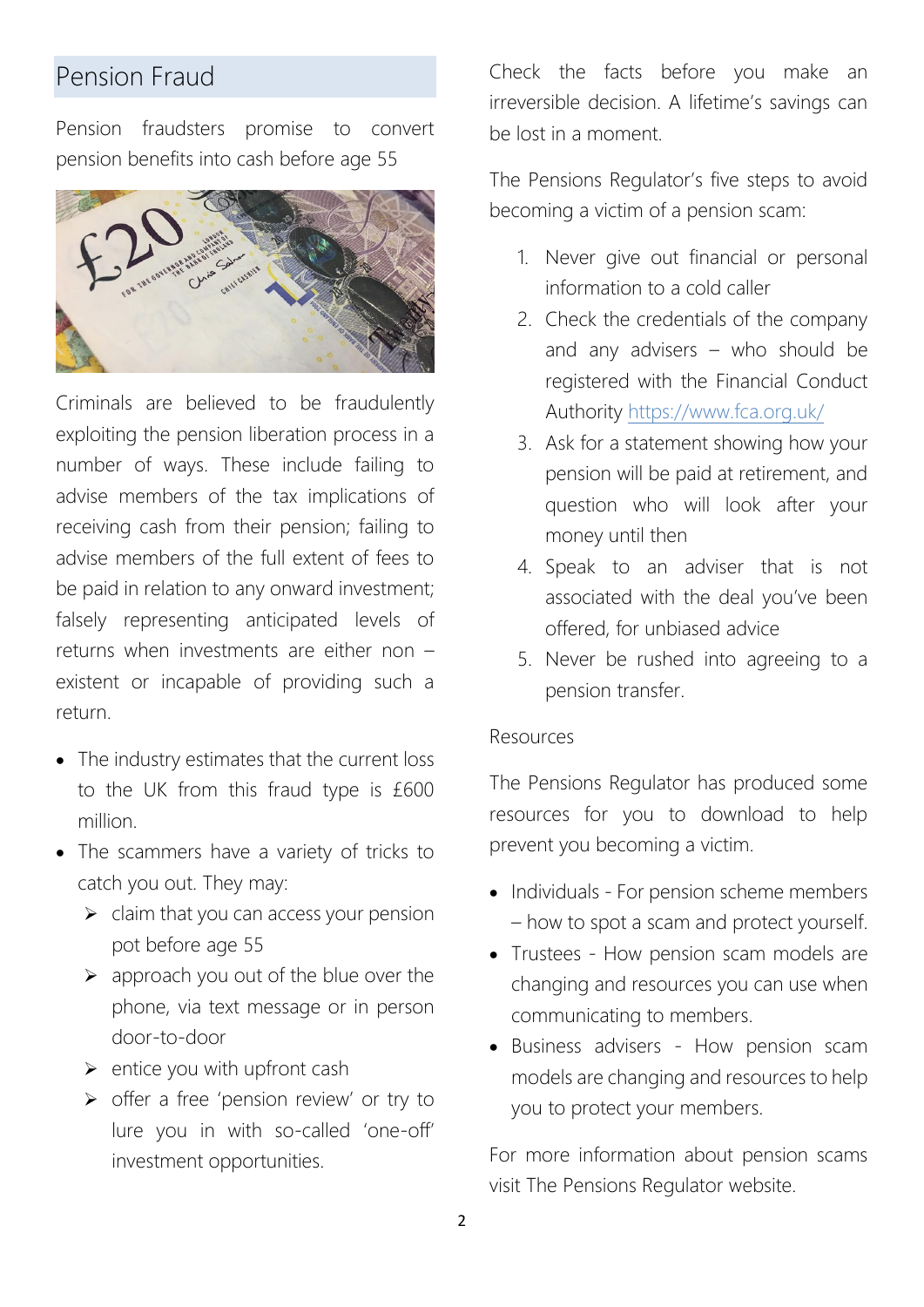## Pension Fraud

Pension fraudsters promise to convert pension benefits into cash before age 55

Criminals are believed to be fraudulently exploiting the pension liberation process in a number of ways. These include failing to advise members of the tax implications of receiving cash from their pension; failing to advise members of the full extent of fees to be paid in relation to any onward investment; falsely representing anticipated levels of returns when investments are either non – existent or incapable of providing such a return.

- The industry estimates that the current loss to the UK from this fraud type is £600 million.
- The scammers have a variety of tricks to catch you out. They may:
  - claim that you can access your pension pot before age 55
  - approach you out of the blue over the phone, via text message or in person door-to-door
  - entice you with upfront cash
  - offer a free 'pension review' or try to lure you in with so-called 'one-off' investment opportunities.

Check the facts before you make an irreversible decision. A lifetime's savings can be lost in a moment.

The Pensions Regulator's five steps to avoid becoming a victim of a pension scam:

1. Never give out financial or personal information to a cold caller
2. Check the credentials of the company and any advisers – who should be registered with the Financial Conduct Authority https://www.fca.org.uk/
3. Ask for a statement showing how your pension will be paid at retirement, and question who will look after your money until then
4. Speak to an adviser that is not associated with the deal you've been offered, for unbiased advice
5. Never be rushed into agreeing to a pension transfer.

Resources

The Pensions Regulator has produced some resources for you to download to help prevent you becoming a victim.

- Individuals - For pension scheme members – how to spot a scam and protect yourself.
- Trustees - How pension scam models are changing and resources you can use when communicating to members.
- Business advisers - How pension scam models are changing and resources to help you to protect your members.

For more information about pension scams visit The Pensions Regulator website.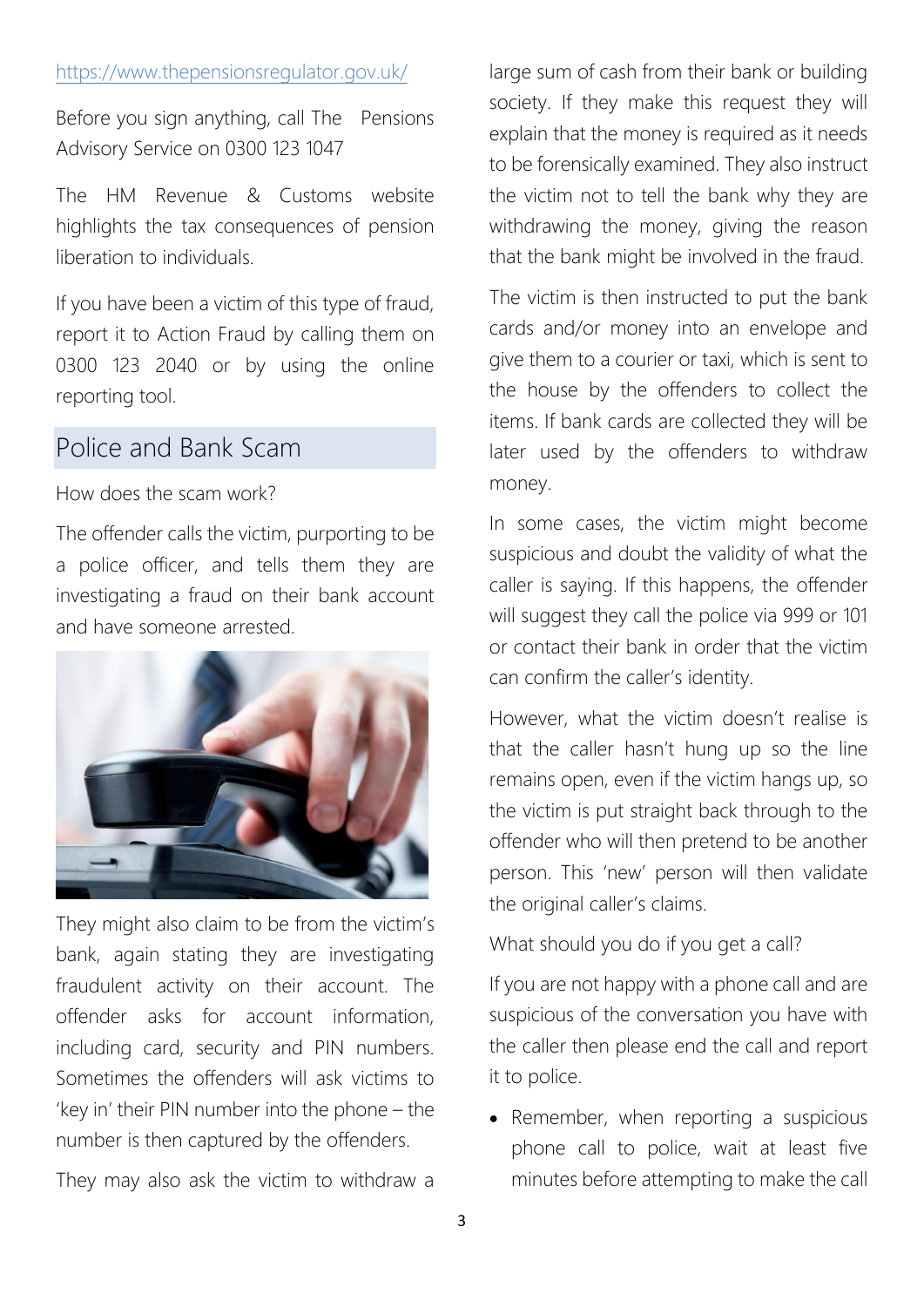https://www.thepensionsregulator.gov.uk/

Before you sign anything, call The Pensions Advisory Service on 0300 123 1047

The HM Revenue & Customs website highlights the tax consequences of pension liberation to individuals.

If you have been a victim of this type of fraud, report it to Action Fraud by calling them on 0300 123 2040 or by using the online reporting tool.

## Police and Bank Scam

How does the scam work?

The offender calls the victim, purporting to be a police officer, and tells them they are investigating a fraud on their bank account and have someone arrested.

They might also claim to be from the victim's bank, again stating they are investigating fraudulent activity on their account. The offender asks for account information, including card, security and PIN numbers. Sometimes the offenders will ask victims to 'key in' their PIN number into the phone – the number is then captured by the offenders.

They may also ask the victim to withdraw a large sum of cash from their bank or building society. If they make this request they will explain that the money is required as it needs to be forensically examined. They also instruct the victim not to tell the bank why they are withdrawing the money, giving the reason that the bank might be involved in the fraud.

The victim is then instructed to put the bank cards and/or money into an envelope and give them to a courier or taxi, which is sent to the house by the offenders to collect the items. If bank cards are collected they will be later used by the offenders to withdraw money.

In some cases, the victim might become suspicious and doubt the validity of what the caller is saying. If this happens, the offender will suggest they call the police via 999 or 101 or contact their bank in order that the victim can confirm the caller's identity.

However, what the victim doesn't realise is that the caller hasn't hung up so the line remains open, even if the victim hangs up, so the victim is put straight back through to the offender who will then pretend to be another person. This 'new' person will then validate the original caller's claims.

What should you do if you get a call?

If you are not happy with a phone call and are suspicious of the conversation you have with the caller then please end the call and report it to police.

- Remember, when reporting a suspicious phone call to police, wait at least five minutes before attempting to make the call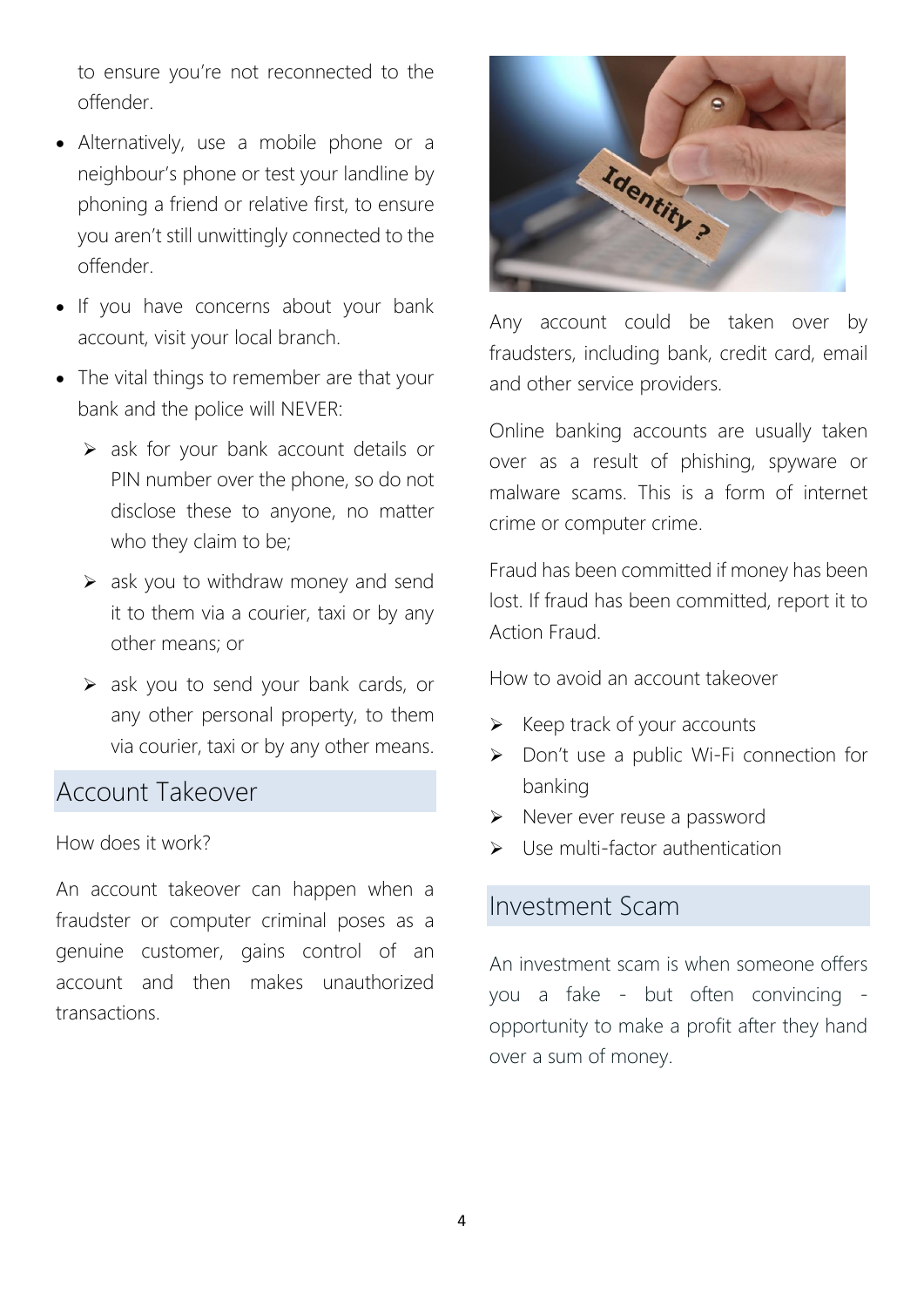to ensure you're not reconnected to the offender.

- Alternatively, use a mobile phone or a neighbour's phone or test your landline by phoning a friend or relative first, to ensure you aren't still unwittingly connected to the offender.
- If you have concerns about your bank account, visit your local branch.
- The vital things to remember are that your bank and the police will NEVER:
  - ask for your bank account details or PIN number over the phone, so do not disclose these to anyone, no matter who they claim to be;
  - ask you to withdraw money and send it to them via a courier, taxi or by any other means; or
  - ask you to send your bank cards, or any other personal property, to them via courier, taxi or by any other means.

## Account Takeover

How does it work?

An account takeover can happen when a fraudster or computer criminal poses as a genuine customer, gains control of an account and then makes unauthorized transactions.

Any account could be taken over by fraudsters, including bank, credit card, email and other service providers.

Online banking accounts are usually taken over as a result of phishing, spyware or malware scams. This is a form of internet crime or computer crime.

Fraud has been committed if money has been lost. If fraud has been committed, report it to Action Fraud.

How to avoid an account takeover

- Keep track of your accounts
- Don't use a public Wi-Fi connection for banking
- Never ever reuse a password
- Use multi-factor authentication

## Investment Scam

An investment scam is when someone offers you a fake - but often convincing - opportunity to make a profit after they hand over a sum of money.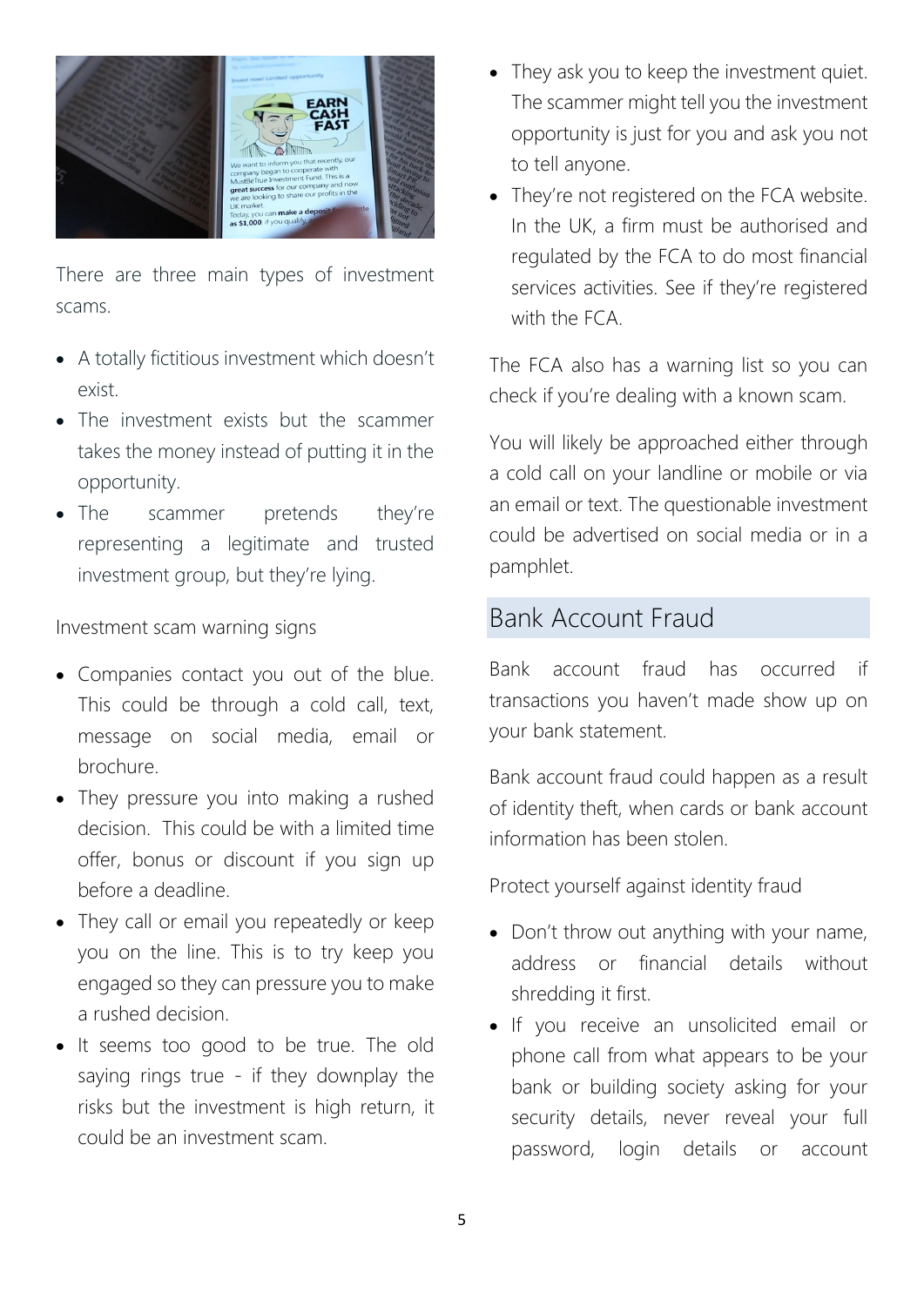There are three main types of investment scams.

- A totally fictitious investment which doesn't exist.
- The investment exists but the scammer takes the money instead of putting it in the opportunity.
- The scammer pretends they're representing a legitimate and trusted investment group, but they're lying.

Investment scam warning signs

- Companies contact you out of the blue. This could be through a cold call, text, message on social media, email or brochure.
- They pressure you into making a rushed decision. This could be with a limited time offer, bonus or discount if you sign up before a deadline.
- They call or email you repeatedly or keep you on the line. This is to try keep you engaged so they can pressure you to make a rushed decision.
- It seems too good to be true. The old saying rings true - if they downplay the risks but the investment is high return, it could be an investment scam.
- They ask you to keep the investment quiet. The scammer might tell you the investment opportunity is just for you and ask you not to tell anyone.
- They're not registered on the FCA website. In the UK, a firm must be authorised and regulated by the FCA to do most financial services activities. See if they're registered with the FCA.

The FCA also has a warning list so you can check if you're dealing with a known scam.

You will likely be approached either through a cold call on your landline or mobile or via an email or text. The questionable investment could be advertised on social media or in a pamphlet.

## Bank Account Fraud

Bank account fraud has occurred if transactions you haven't made show up on your bank statement.

Bank account fraud could happen as a result of identity theft, when cards or bank account information has been stolen.

Protect yourself against identity fraud

- Don't throw out anything with your name, address or financial details without shredding it first.
- If you receive an unsolicited email or phone call from what appears to be your bank or building society asking for your security details, never reveal your full password, login details or account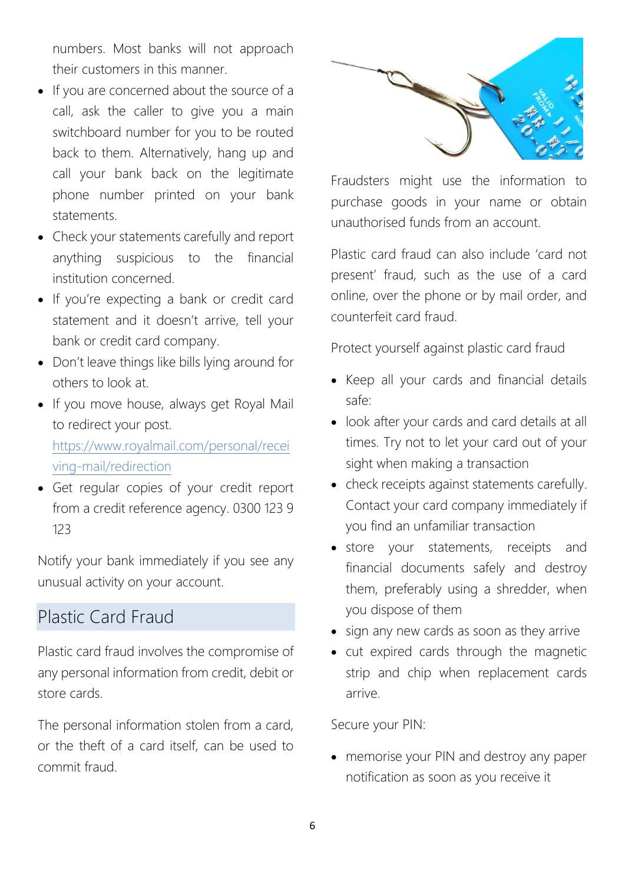numbers. Most banks will not approach their customers in this manner.

- If you are concerned about the source of a call, ask the caller to give you a main switchboard number for you to be routed back to them. Alternatively, hang up and call your bank back on the legitimate phone number printed on your bank statements.
- Check your statements carefully and report anything suspicious to the financial institution concerned.
- If you're expecting a bank or credit card statement and it doesn't arrive, tell your bank or credit card company.
- Don't leave things like bills lying around for others to look at.
- If you move house, always get Royal Mail to redirect your post. https://www.royalmail.com/personal/receiving-mail/redirection
- Get regular copies of your credit report from a credit reference agency. 0300 123 9 123

Notify your bank immediately if you see any unusual activity on your account.

## Plastic Card Fraud

Plastic card fraud involves the compromise of any personal information from credit, debit or store cards.

The personal information stolen from a card, or the theft of a card itself, can be used to commit fraud.

Fraudsters might use the information to purchase goods in your name or obtain unauthorised funds from an account.

Plastic card fraud can also include 'card not present' fraud, such as the use of a card online, over the phone or by mail order, and counterfeit card fraud.

Protect yourself against plastic card fraud

- Keep all your cards and financial details safe:
- look after your cards and card details at all times. Try not to let your card out of your sight when making a transaction
- check receipts against statements carefully. Contact your card company immediately if you find an unfamiliar transaction
- store your statements, receipts and financial documents safely and destroy them, preferably using a shredder, when you dispose of them
- sign any new cards as soon as they arrive
- cut expired cards through the magnetic strip and chip when replacement cards arrive.

Secure your PIN:

- memorise your PIN and destroy any paper notification as soon as you receive it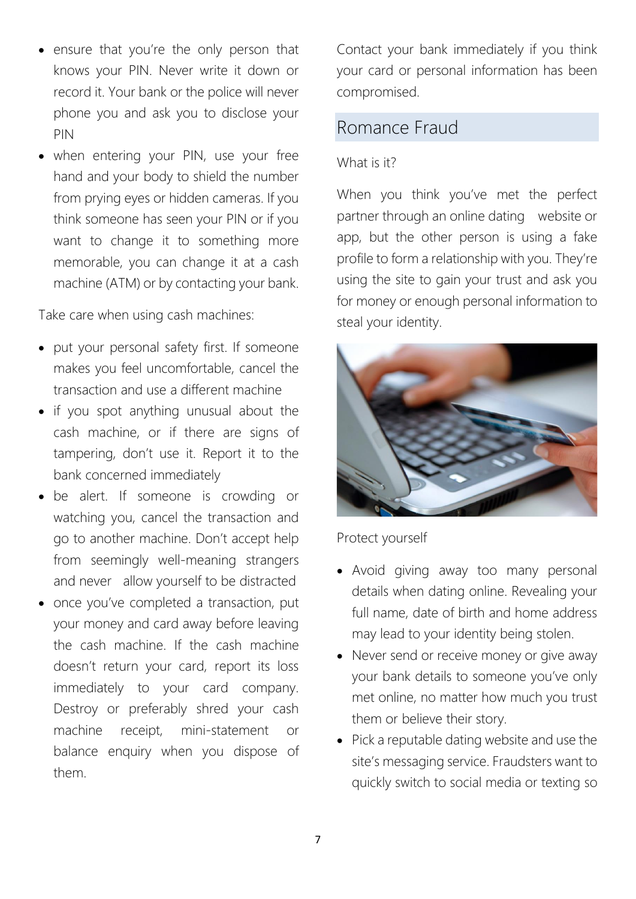- ensure that you're the only person that knows your PIN. Never write it down or record it. Your bank or the police will never phone you and ask you to disclose your PIN
- when entering your PIN, use your free hand and your body to shield the number from prying eyes or hidden cameras. If you think someone has seen your PIN or if you want to change it to something more memorable, you can change it at a cash machine (ATM) or by contacting your bank.

Take care when using cash machines:

- put your personal safety first. If someone makes you feel uncomfortable, cancel the transaction and use a different machine
- if you spot anything unusual about the cash machine, or if there are signs of tampering, don't use it. Report it to the bank concerned immediately
- be alert. If someone is crowding or watching you, cancel the transaction and go to another machine. Don't accept help from seemingly well-meaning strangers and never allow yourself to be distracted
- once you've completed a transaction, put your money and card away before leaving the cash machine. If the cash machine doesn't return your card, report its loss immediately to your card company. Destroy or preferably shred your cash machine receipt, mini-statement or balance enquiry when you dispose of them.

Contact your bank immediately if you think your card or personal information has been compromised.

## Romance Fraud

What is it?

When you think you've met the perfect partner through an online dating website or app, but the other person is using a fake profile to form a relationship with you. They're using the site to gain your trust and ask you for money or enough personal information to steal your identity.

Protect yourself

- Avoid giving away too many personal details when dating online. Revealing your full name, date of birth and home address may lead to your identity being stolen.
- Never send or receive money or give away your bank details to someone you've only met online, no matter how much you trust them or believe their story.
- Pick a reputable dating website and use the site's messaging service. Fraudsters want to quickly switch to social media or texting so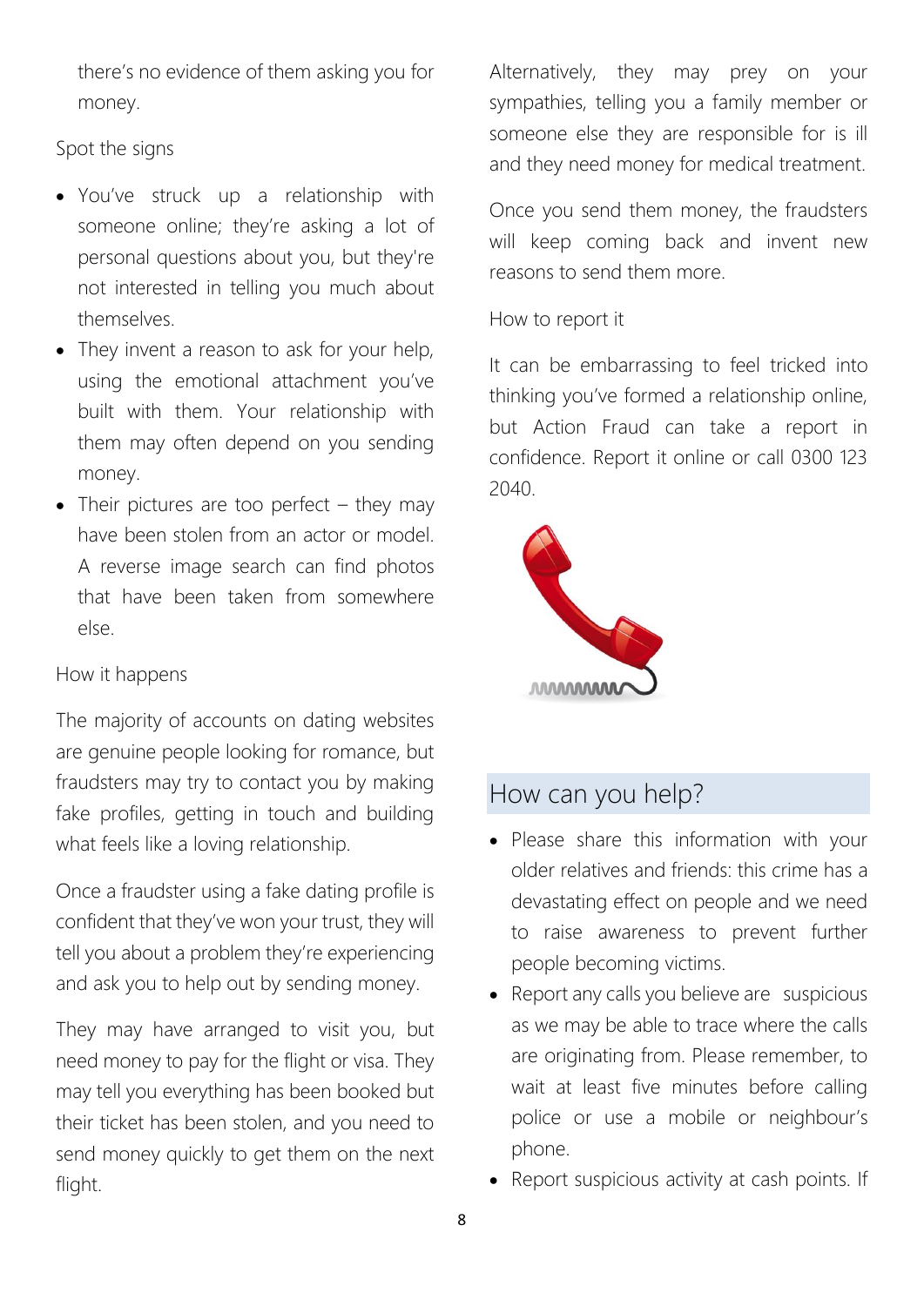there's no evidence of them asking you for money.

Spot the signs

- You've struck up a relationship with someone online; they're asking a lot of personal questions about you, but they're not interested in telling you much about themselves.
- They invent a reason to ask for your help, using the emotional attachment you've built with them. Your relationship with them may often depend on you sending money.
- Their pictures are too perfect – they may have been stolen from an actor or model. A reverse image search can find photos that have been taken from somewhere else.

How it happens

The majority of accounts on dating websites are genuine people looking for romance, but fraudsters may try to contact you by making fake profiles, getting in touch and building what feels like a loving relationship.

Once a fraudster using a fake dating profile is confident that they've won your trust, they will tell you about a problem they're experiencing and ask you to help out by sending money.

They may have arranged to visit you, but need money to pay for the flight or visa. They may tell you everything has been booked but their ticket has been stolen, and you need to send money quickly to get them on the next flight.

Alternatively, they may prey on your sympathies, telling you a family member or someone else they are responsible for is ill and they need money for medical treatment.

Once you send them money, the fraudsters will keep coming back and invent new reasons to send them more.

How to report it

It can be embarrassing to feel tricked into thinking you've formed a relationship online, but Action Fraud can take a report in confidence. Report it online or call 0300 123 2040.

## How can you help?

- Please share this information with your older relatives and friends: this crime has a devastating effect on people and we need to raise awareness to prevent further people becoming victims.
- Report any calls you believe are suspicious as we may be able to trace where the calls are originating from. Please remember, to wait at least five minutes before calling police or use a mobile or neighbour's phone.
- Report suspicious activity at cash points. If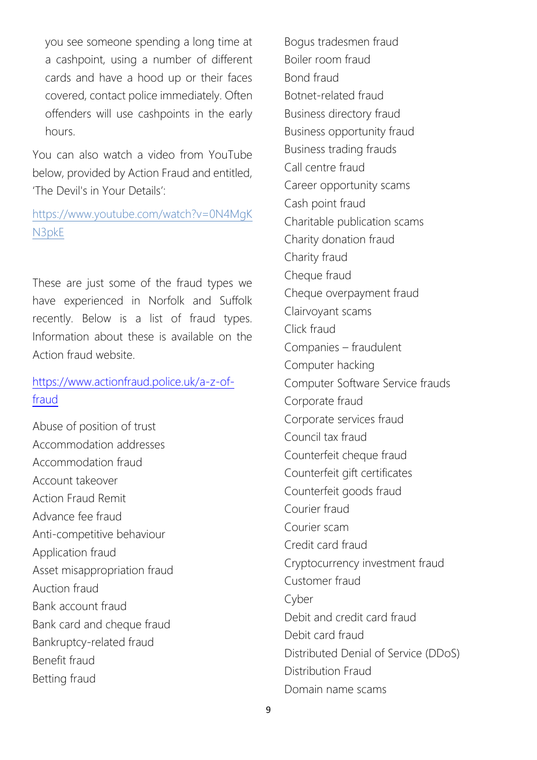you see someone spending a long time at a cashpoint, using a number of different cards and have a hood up or their faces covered, contact police immediately. Often offenders will use cashpoints in the early hours.

You can also watch a video from YouTube below, provided by Action Fraud and entitled, 'The Devil's in Your Details':

https://www.youtube.com/watch?v=0N4MgKN3pkE

These are just some of the fraud types we have experienced in Norfolk and Suffolk recently. Below is a list of fraud types. Information about these is available on the Action fraud website.

https://www.actionfraud.police.uk/a-z-of-fraud

Abuse of position of trust
Accommodation addresses
Accommodation fraud
Account takeover
Action Fraud Remit
Advance fee fraud
Anti-competitive behaviour
Application fraud
Asset misappropriation fraud
Auction fraud
Bank account fraud
Bank card and cheque fraud
Bankruptcy-related fraud
Benefit fraud
Betting fraud
Bogus tradesmen fraud
Boiler room fraud
Bond fraud
Botnet-related fraud
Business directory fraud
Business opportunity fraud
Business trading frauds
Call centre fraud
Career opportunity scams
Cash point fraud
Charitable publication scams
Charity donation fraud
Charity fraud
Cheque fraud
Cheque overpayment fraud
Clairvoyant scams
Click fraud
Companies – fraudulent
Computer hacking
Computer Software Service frauds
Corporate fraud
Corporate services fraud
Council tax fraud
Counterfeit cheque fraud
Counterfeit gift certificates
Counterfeit goods fraud
Courier fraud
Courier scam
Credit card fraud
Cryptocurrency investment fraud
Customer fraud
Cyber
Debit and credit card fraud
Debit card fraud
Distributed Denial of Service (DDoS)
Distribution Fraud
Domain name scams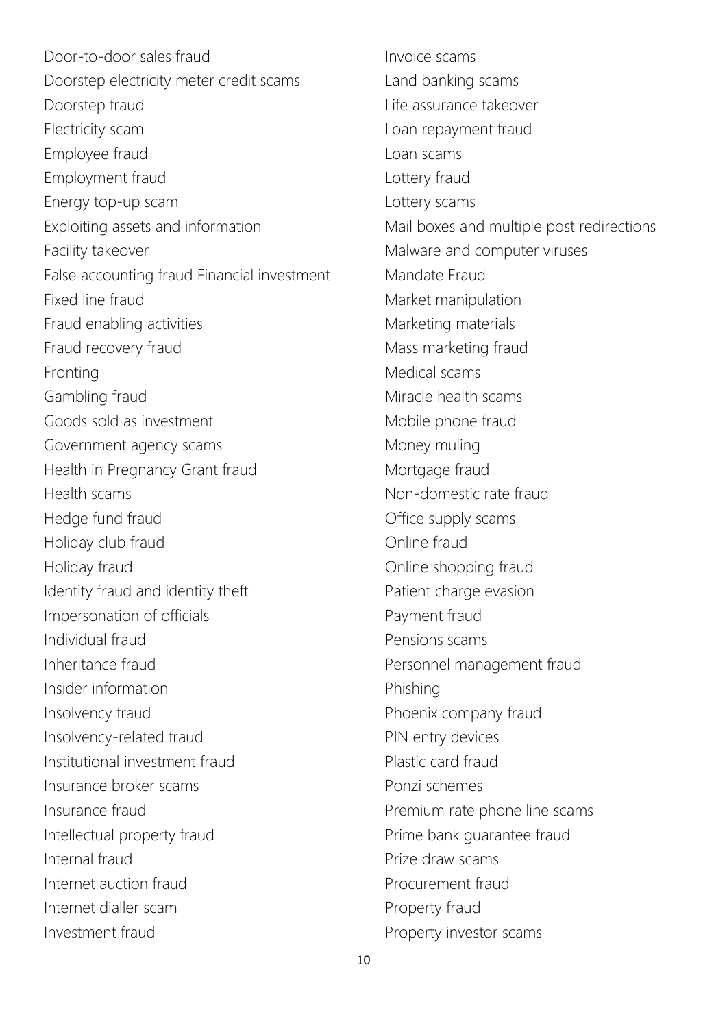Door-to-door sales fraud
Doorstep electricity meter credit scams
Doorstep fraud
Electricity scam
Employee fraud
Employment fraud
Energy top-up scam
Exploiting assets and information
Facility takeover
False accounting fraud Financial investment
Fixed line fraud
Fraud enabling activities
Fraud recovery fraud
Fronting
Gambling fraud
Goods sold as investment
Government agency scams
Health in Pregnancy Grant fraud
Health scams
Hedge fund fraud
Holiday club fraud
Holiday fraud
Identity fraud and identity theft
Impersonation of officials
Individual fraud
Inheritance fraud
Insider information
Insolvency fraud
Insolvency-related fraud
Institutional investment fraud
Insurance broker scams
Insurance fraud
Intellectual property fraud
Internal fraud
Internet auction fraud
Internet dialler scam
Investment fraud
Invoice scams
Land banking scams
Life assurance takeover
Loan repayment fraud
Loan scams
Lottery fraud
Lottery scams
Mail boxes and multiple post redirections
Malware and computer viruses
Mandate Fraud
Market manipulation
Marketing materials
Mass marketing fraud
Medical scams
Miracle health scams
Mobile phone fraud
Money muling
Mortgage fraud
Non-domestic rate fraud
Office supply scams
Online fraud
Online shopping fraud
Patient charge evasion
Payment fraud
Pensions scams
Personnel management fraud
Phishing
Phoenix company fraud
PIN entry devices
Plastic card fraud
Ponzi schemes
Premium rate phone line scams
Prime bank guarantee fraud
Prize draw scams
Procurement fraud
Property fraud
Property investor scams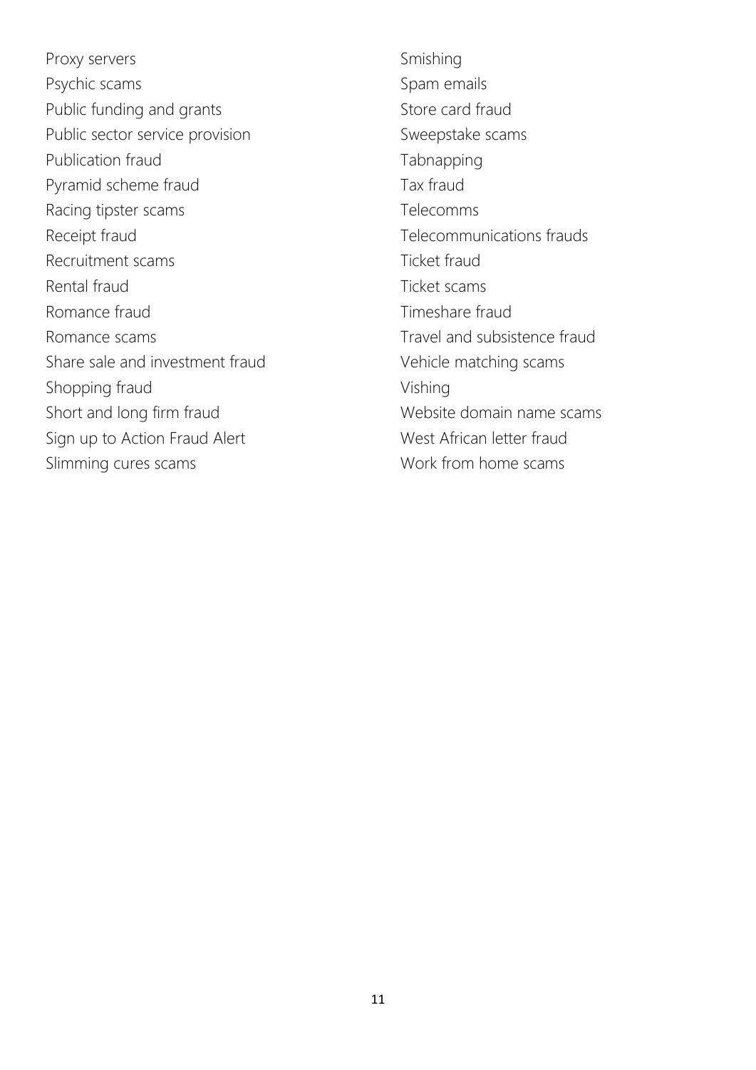Proxy servers
Psychic scams
Public funding and grants
Public sector service provision
Publication fraud
Pyramid scheme fraud
Racing tipster scams
Receipt fraud
Recruitment scams
Rental fraud
Romance fraud
Romance scams
Share sale and investment fraud
Shopping fraud
Short and long firm fraud
Sign up to Action Fraud Alert
Slimming cures scams
Smishing
Spam emails
Store card fraud
Sweepstake scams
Tabnapping
Tax fraud
Telecomms
Telecommunications frauds
Ticket fraud
Ticket scams
Timeshare fraud
Travel and subsistence fraud
Vehicle matching scams
Vishing
Website domain name scams
West African letter fraud
Work from home scams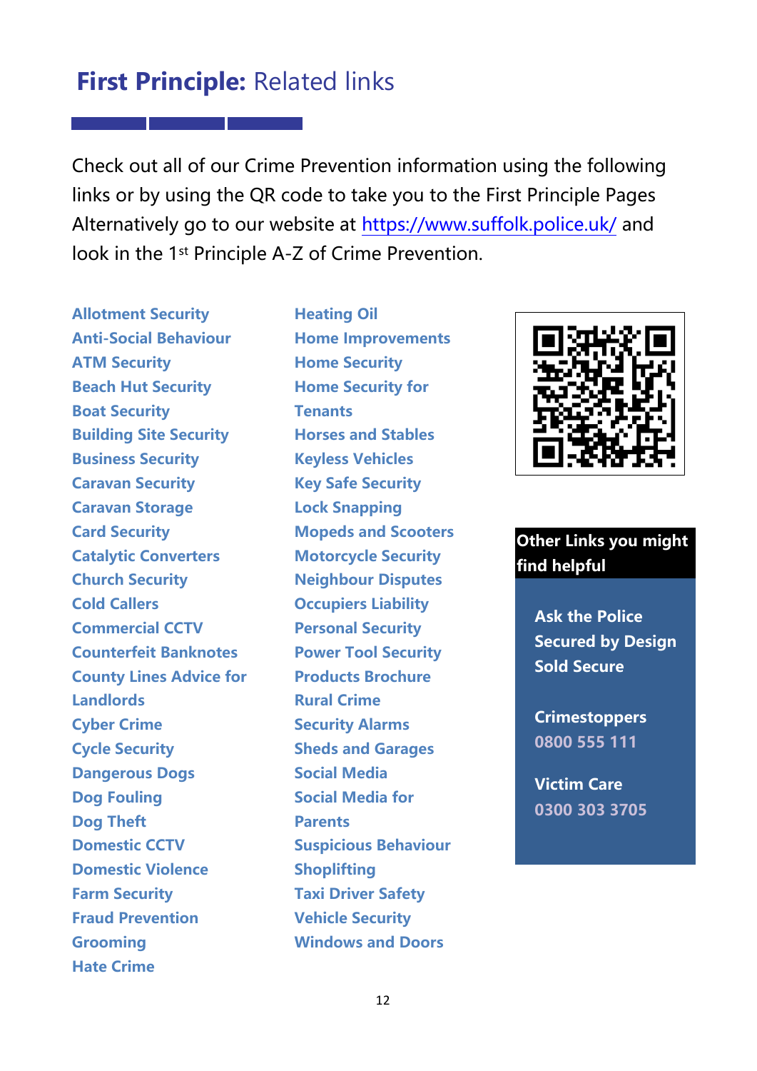# **First Principle:** Related links

Check out all of our Crime Prevention information using the following links or by using the QR code to take you to the First Principle Pages Alternatively go to our website at https://www.suffolk.police.uk/ and look in the 1st Principle A-Z of Crime Prevention.

- Allotment Security
- Anti-Social Behaviour
- ATM Security
- Beach Hut Security
- Boat Security
- Building Site Security
- Business Security
- Caravan Security
- Caravan Storage
- Card Security
- Catalytic Converters
- Church Security
- Cold Callers
- Commercial CCTV
- Counterfeit Banknotes
- County Lines Advice for Landlords
- Cyber Crime
- Cycle Security
- Dangerous Dogs
- Dog Fouling
- Dog Theft
- Domestic CCTV
- Domestic Violence
- Farm Security
- Fraud Prevention
- Grooming
- Hate Crime
- Heating Oil
- Home Improvements
- Home Security
- Home Security for Tenants
- Horses and Stables
- Keyless Vehicles
- Key Safe Security
- Lock Snapping
- Mopeds and Scooters
- Motorcycle Security
- Neighbour Disputes
- Occupiers Liability
- Personal Security
- Power Tool Security
- Products Brochure
- Rural Crime
- Security Alarms
- Sheds and Garages
- Social Media
- Social Media for Parents
- Suspicious Behaviour
- Shoplifting
- Taxi Driver Safety
- Vehicle Security
- Windows and Doors

**Other Links you might find helpful**

**Ask the Police**
**Secured by Design**
**Sold Secure**

**Crimestoppers**
**0800 555 111**

**Victim Care**
**0300 303 3705**